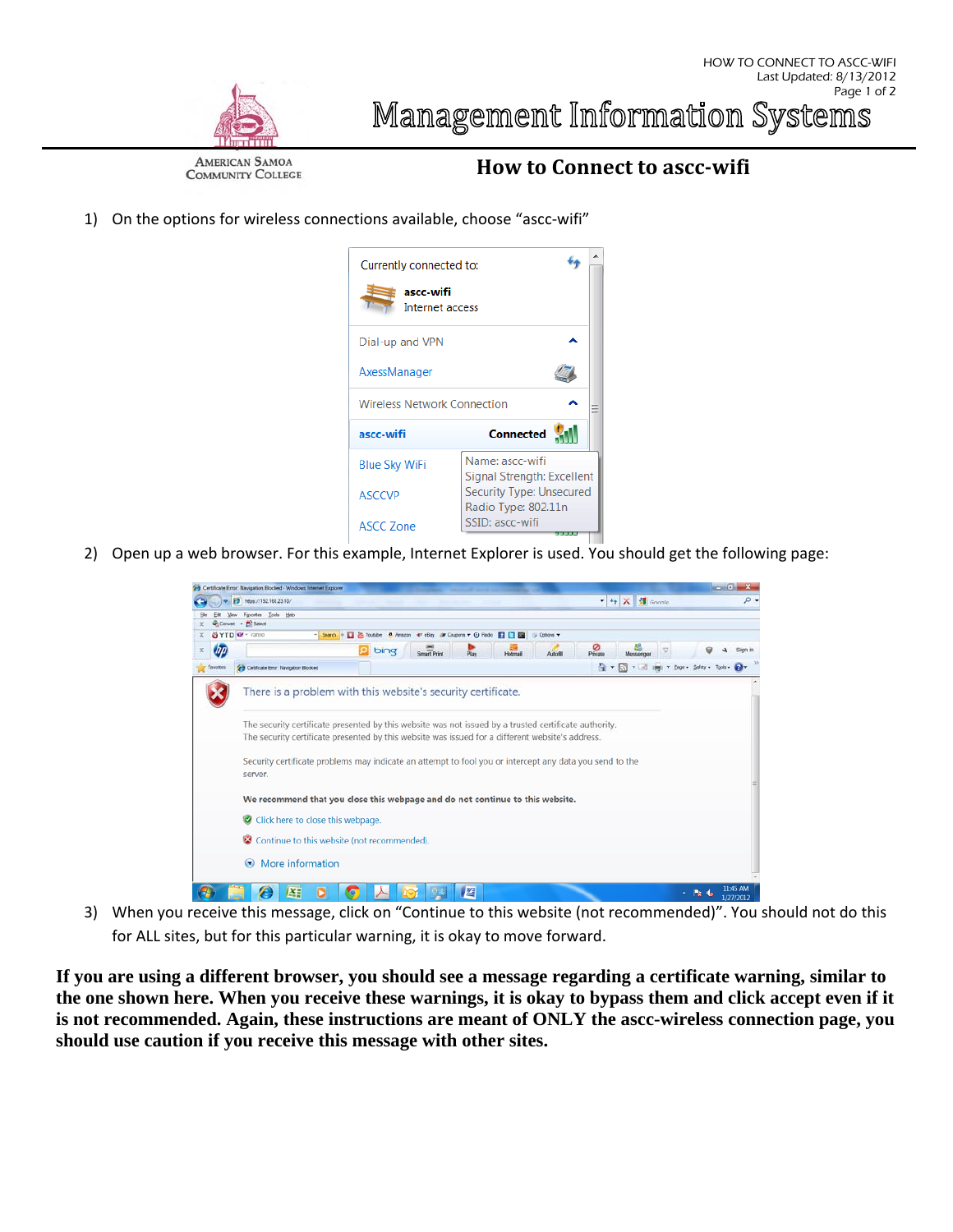# Management Information Systems

American Samoa Community College

## How to Connect to ascc-wifi

1) On the options for wireless connections available, choose "ascc-wifi"

2) Open up a web browser. For this example, Internet Explorer is used. You should get the following page:

3) When you receive this message, click on "Continue to this website (not recommended)". You should not do this for ALL sites, but for this particular warning, it is okay to move forward.

**If you are using a different browser, you should see a message regarding a certificate warning, similar to the one shown here. When you receive these warnings, it is okay to bypass them and click accept even if it is not recommended. Again, these instructions are meant of ONLY the ascc-wireless connection page, you should use caution if you receive this message with other sites.**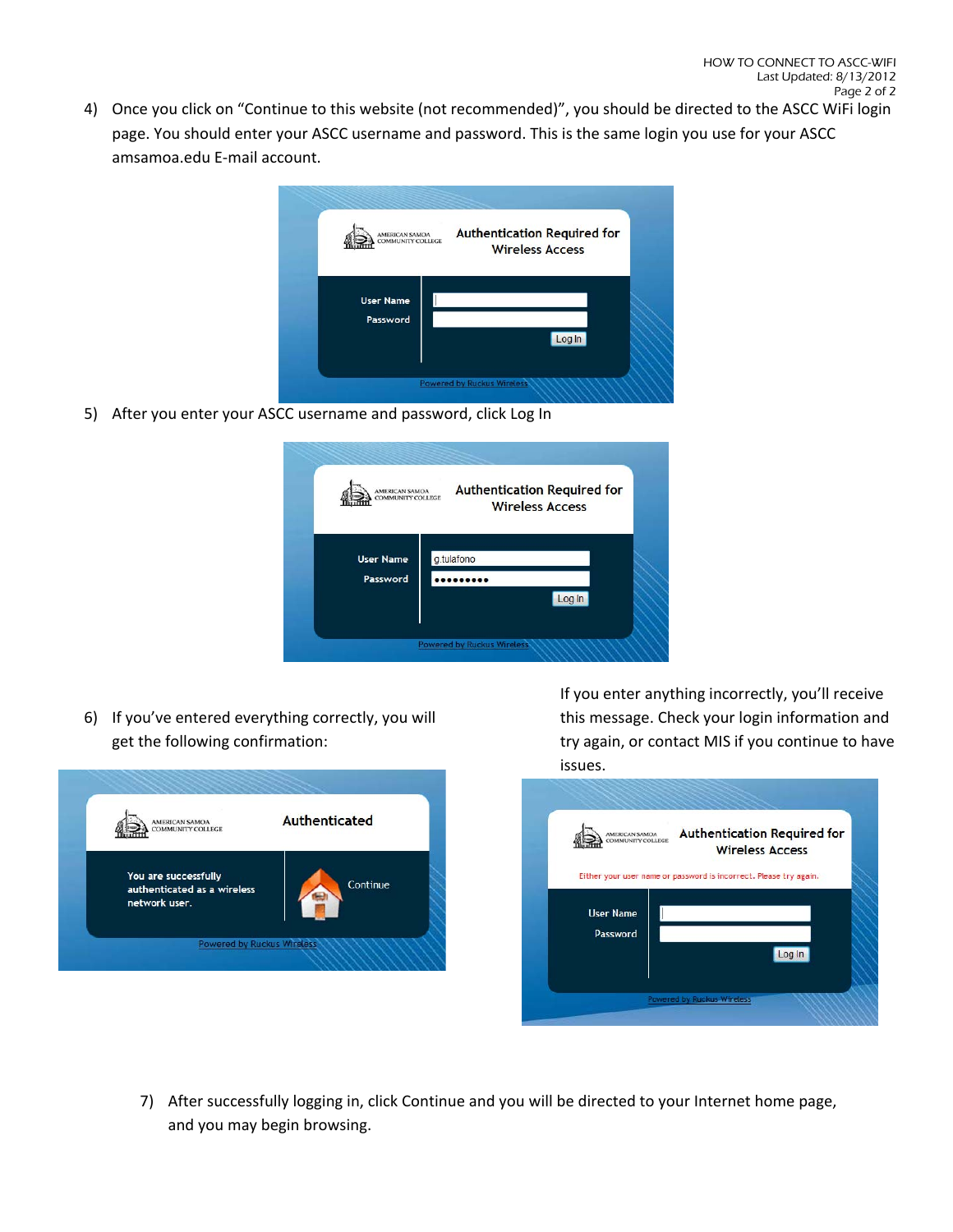4) Once you click on "Continue to this website (not recommended)", you should be directed to the ASCC WiFi login page. You should enter your ASCC username and password. This is the same login you use for your ASCC amsamoa.edu E-mail account.

5) After you enter your ASCC username and password, click Log In

6) If you've entered everything correctly, you will get the following confirmation:

If you enter anything incorrectly, you'll receive this message. Check your login information and try again, or contact MIS if you continue to have issues.

7) After successfully logging in, click Continue and you will be directed to your Internet home page, and you may begin browsing.